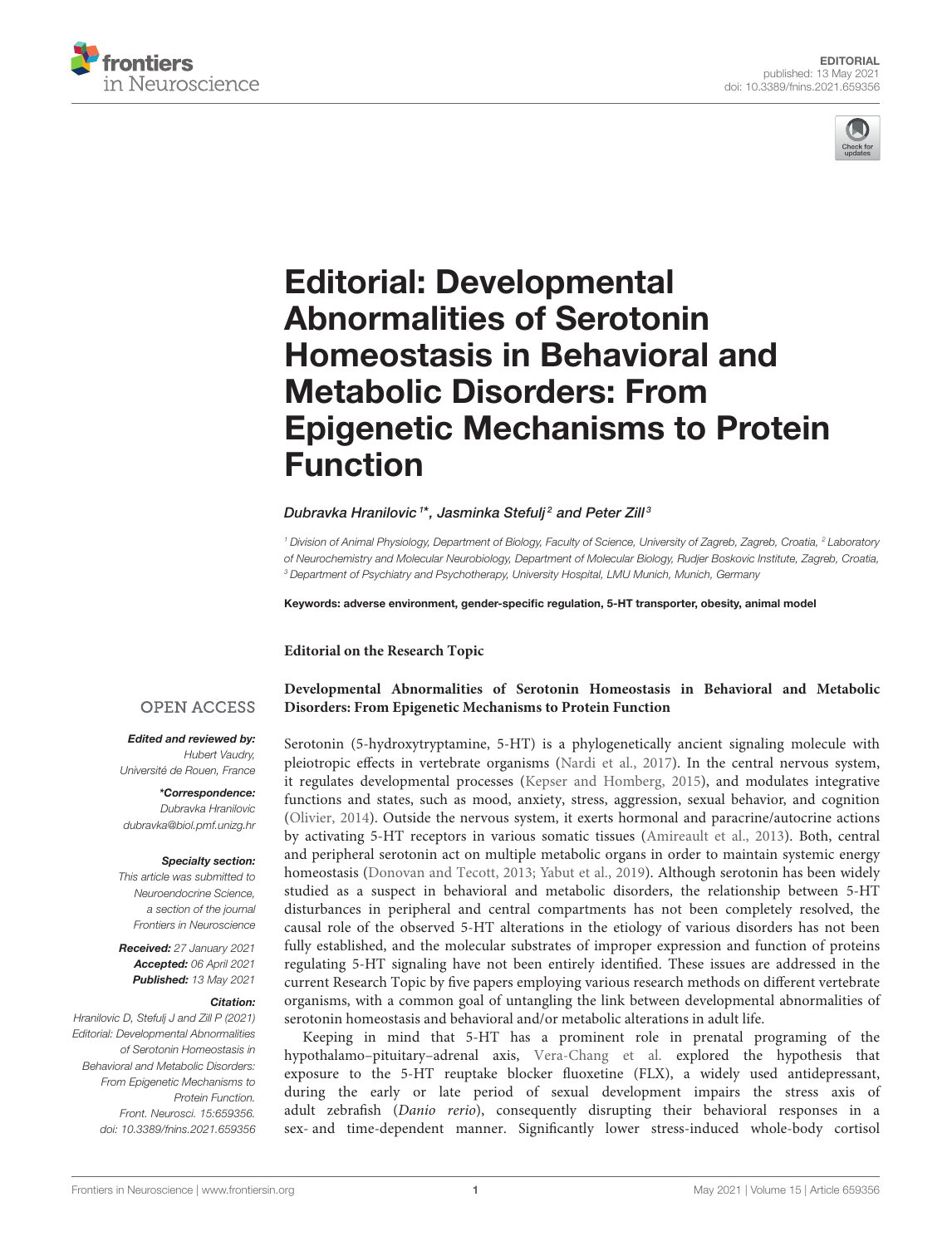EDITORIAL

published: 13 May 2021

doi: 10.3389/fnins.2021.659356

# Editorial: Developmental Abnormalities of Serotonin Homeostasis in Behavioral and Metabolic Disorders: From Epigenetic Mechanisms to Protein Function

*Dubravka Hranilovic[1]\*, Jasminka Stefulj[2] and Peter Zill[3]*

[1] Division of Animal Physiology, Department of Biology, Faculty of Science, University of Zagreb, Zagreb, Croatia, [2] Laboratory of Neurochemistry and Molecular Neurobiology, Department of Molecular Biology, Rudjer Boskovic Institute, Zagreb, Croatia, [3] Department of Psychiatry and Psychotherapy, University Hospital, LMU Munich, Munich, Germany

**Keywords: adverse environment, gender-specific regulation, 5-HT transporter, obesity, animal model**

OPEN ACCESS

***Edited and reviewed by:***
*Hubert Vaudry, Université de Rouen, France*

***\*Correspondence:***
*Dubravka Hranilovic*
*dubravka@biol.pmf.unizg.hr*

***Specialty section:***
*This article was submitted to Neuroendocrine Science, a section of the journal Frontiers in Neuroscience*

***Received:*** *27 January 2021*
***Accepted:*** *06 April 2021*
***Published:*** *13 May 2021*

***Citation:***
*Hranilovic D, Stefulj J and Zill P (2021) Editorial: Developmental Abnormalities of Serotonin Homeostasis in Behavioral and Metabolic Disorders: From Epigenetic Mechanisms to Protein Function. Front. Neurosci. 15:659356. doi: 10.3389/fnins.2021.659356*

**Editorial on the Research Topic**

**Developmental Abnormalities of Serotonin Homeostasis in Behavioral and Metabolic Disorders: From Epigenetic Mechanisms to Protein Function**

Serotonin (5-hydroxytryptamine, 5-HT) is a phylogenetically ancient signaling molecule with pleiotropic effects in vertebrate organisms (Nardi et al., 2017). In the central nervous system, it regulates developmental processes (Kepser and Homberg, 2015), and modulates integrative functions and states, such as mood, anxiety, stress, aggression, sexual behavior, and cognition (Olivier, 2014). Outside the nervous system, it exerts hormonal and paracrine/autocrine actions by activating 5-HT receptors in various somatic tissues (Amireault et al., 2013). Both, central and peripheral serotonin act on multiple metabolic organs in order to maintain systemic energy homeostasis (Donovan and Tecott, 2013; Yabut et al., 2019). Although serotonin has been widely studied as a suspect in behavioral and metabolic disorders, the relationship between 5-HT disturbances in peripheral and central compartments has not been completely resolved, the causal role of the observed 5-HT alterations in the etiology of various disorders has not been fully established, and the molecular substrates of improper expression and function of proteins regulating 5-HT signaling have not been entirely identified. These issues are addressed in the current Research Topic by five papers employing various research methods on different vertebrate organisms, with a common goal of untangling the link between developmental abnormalities of serotonin homeostasis and behavioral and/or metabolic alterations in adult life.

Keeping in mind that 5-HT has a prominent role in prenatal programing of the hypothalamo–pituitary–adrenal axis, Vera-Chang et al. explored the hypothesis that exposure to the 5-HT reuptake blocker fluoxetine (FLX), a widely used antidepressant, during the early or late period of sexual development impairs the stress axis of adult zebrafish (*Danio rerio*), consequently disrupting their behavioral responses in a sex- and time-dependent manner. Significantly lower stress-induced whole-body cortisol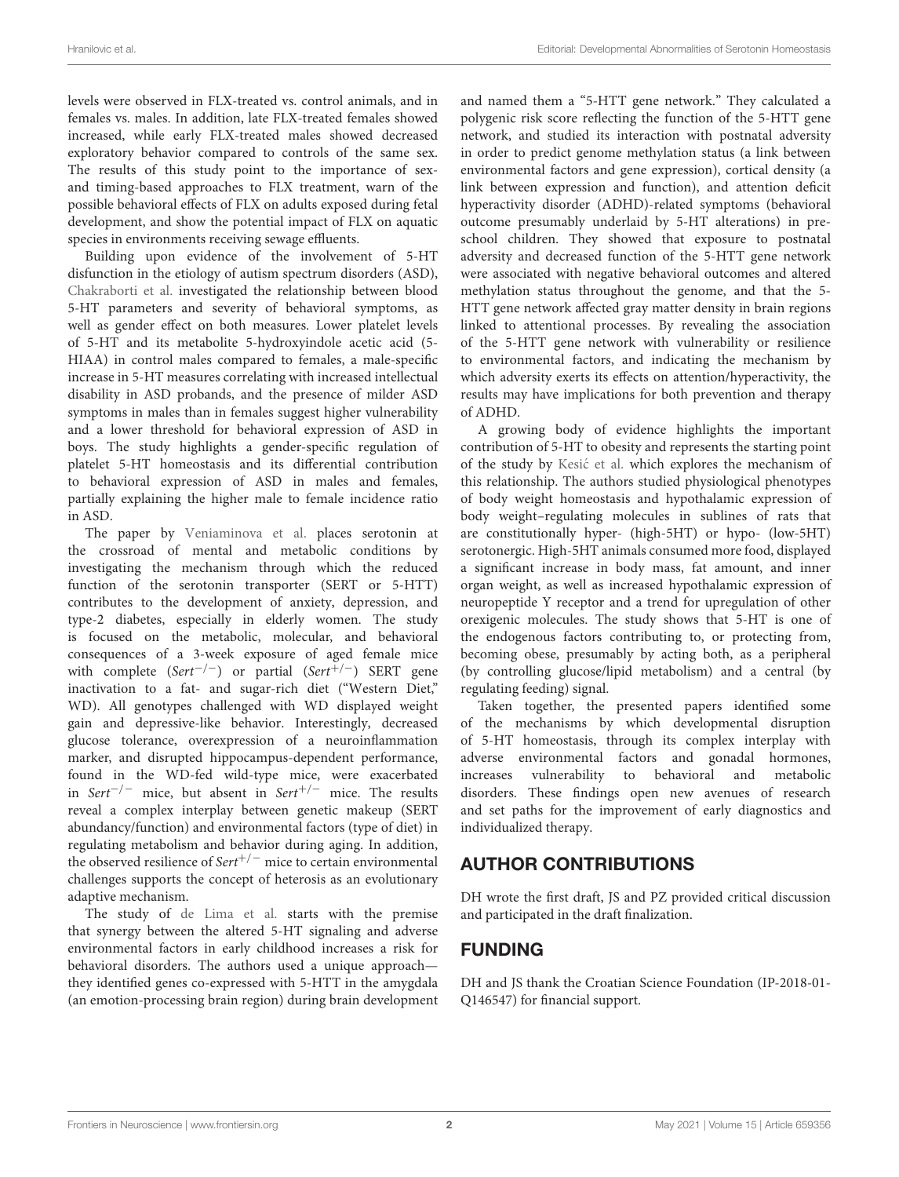levels were observed in FLX-treated vs. control animals, and in females vs. males. In addition, late FLX-treated females showed increased, while early FLX-treated males showed decreased exploratory behavior compared to controls of the same sex. The results of this study point to the importance of sex- and timing-based approaches to FLX treatment, warn of the possible behavioral effects of FLX on adults exposed during fetal development, and show the potential impact of FLX on aquatic species in environments receiving sewage effluents.

Building upon evidence of the involvement of 5-HT disfunction in the etiology of autism spectrum disorders (ASD), Chakraborti et al. investigated the relationship between blood 5-HT parameters and severity of behavioral symptoms, as well as gender effect on both measures. Lower platelet levels of 5-HT and its metabolite 5-hydroxyindole acetic acid (5-HIAA) in control males compared to females, a male-specific increase in 5-HT measures correlating with increased intellectual disability in ASD probands, and the presence of milder ASD symptoms in males than in females suggest higher vulnerability and a lower threshold for behavioral expression of ASD in boys. The study highlights a gender-specific regulation of platelet 5-HT homeostasis and its differential contribution to behavioral expression of ASD in males and females, partially explaining the higher male to female incidence ratio in ASD.

The paper by Veniaminova et al. places serotonin at the crossroad of mental and metabolic conditions by investigating the mechanism through which the reduced function of the serotonin transporter (SERT or 5-HTT) contributes to the development of anxiety, depression, and type-2 diabetes, especially in elderly women. The study is focused on the metabolic, molecular, and behavioral consequences of a 3-week exposure of aged female mice with complete (*Sert*$^{-/-}$) or partial (*Sert*$^{+/-}$) SERT gene inactivation to a fat- and sugar-rich diet ("Western Diet," WD). All genotypes challenged with WD displayed weight gain and depressive-like behavior. Interestingly, decreased glucose tolerance, overexpression of a neuroinflammation marker, and disrupted hippocampus-dependent performance, found in the WD-fed wild-type mice, were exacerbated in *Sert*$^{-/-}$ mice, but absent in *Sert*$^{+/-}$ mice. The results reveal a complex interplay between genetic makeup (SERT abundancy/function) and environmental factors (type of diet) in regulating metabolism and behavior during aging. In addition, the observed resilience of *Sert*$^{+/-}$ mice to certain environmental challenges supports the concept of heterosis as an evolutionary adaptive mechanism.

The study of de Lima et al. starts with the premise that synergy between the altered 5-HT signaling and adverse environmental factors in early childhood increases a risk for behavioral disorders. The authors used a unique approach—they identified genes co-expressed with 5-HTT in the amygdala (an emotion-processing brain region) during brain development and named them a "5-HTT gene network." They calculated a polygenic risk score reflecting the function of the 5-HTT gene network, and studied its interaction with postnatal adversity in order to predict genome methylation status (a link between environmental factors and gene expression), cortical density (a link between expression and function), and attention deficit hyperactivity disorder (ADHD)-related symptoms (behavioral outcome presumably underlaid by 5-HT alterations) in pre-school children. They showed that exposure to postnatal adversity and decreased function of the 5-HTT gene network were associated with negative behavioral outcomes and altered methylation status throughout the genome, and that the 5-HTT gene network affected gray matter density in brain regions linked to attentional processes. By revealing the association of the 5-HTT gene network with vulnerability or resilience to environmental factors, and indicating the mechanism by which adversity exerts its effects on attention/hyperactivity, the results may have implications for both prevention and therapy of ADHD.

A growing body of evidence highlights the important contribution of 5-HT to obesity and represents the starting point of the study by Kesić et al. which explores the mechanism of this relationship. The authors studied physiological phenotypes of body weight homeostasis and hypothalamic expression of body weight–regulating molecules in sublines of rats that are constitutionally hyper- (high-5HT) or hypo- (low-5HT) serotonergic. High-5HT animals consumed more food, displayed a significant increase in body mass, fat amount, and inner organ weight, as well as increased hypothalamic expression of neuropeptide Y receptor and a trend for upregulation of other orexigenic molecules. The study shows that 5-HT is one of the endogenous factors contributing to, or protecting from, becoming obese, presumably by acting both, as a peripheral (by controlling glucose/lipid metabolism) and a central (by regulating feeding) signal.

Taken together, the presented papers identified some of the mechanisms by which developmental disruption of 5-HT homeostasis, through its complex interplay with adverse environmental factors and gonadal hormones, increases vulnerability to behavioral and metabolic disorders. These findings open new avenues of research and set paths for the improvement of early diagnostics and individualized therapy.

## AUTHOR CONTRIBUTIONS

DH wrote the first draft, JS and PZ provided critical discussion and participated in the draft finalization.

## FUNDING

DH and JS thank the Croatian Science Foundation (IP-2018-01-Q146547) for financial support.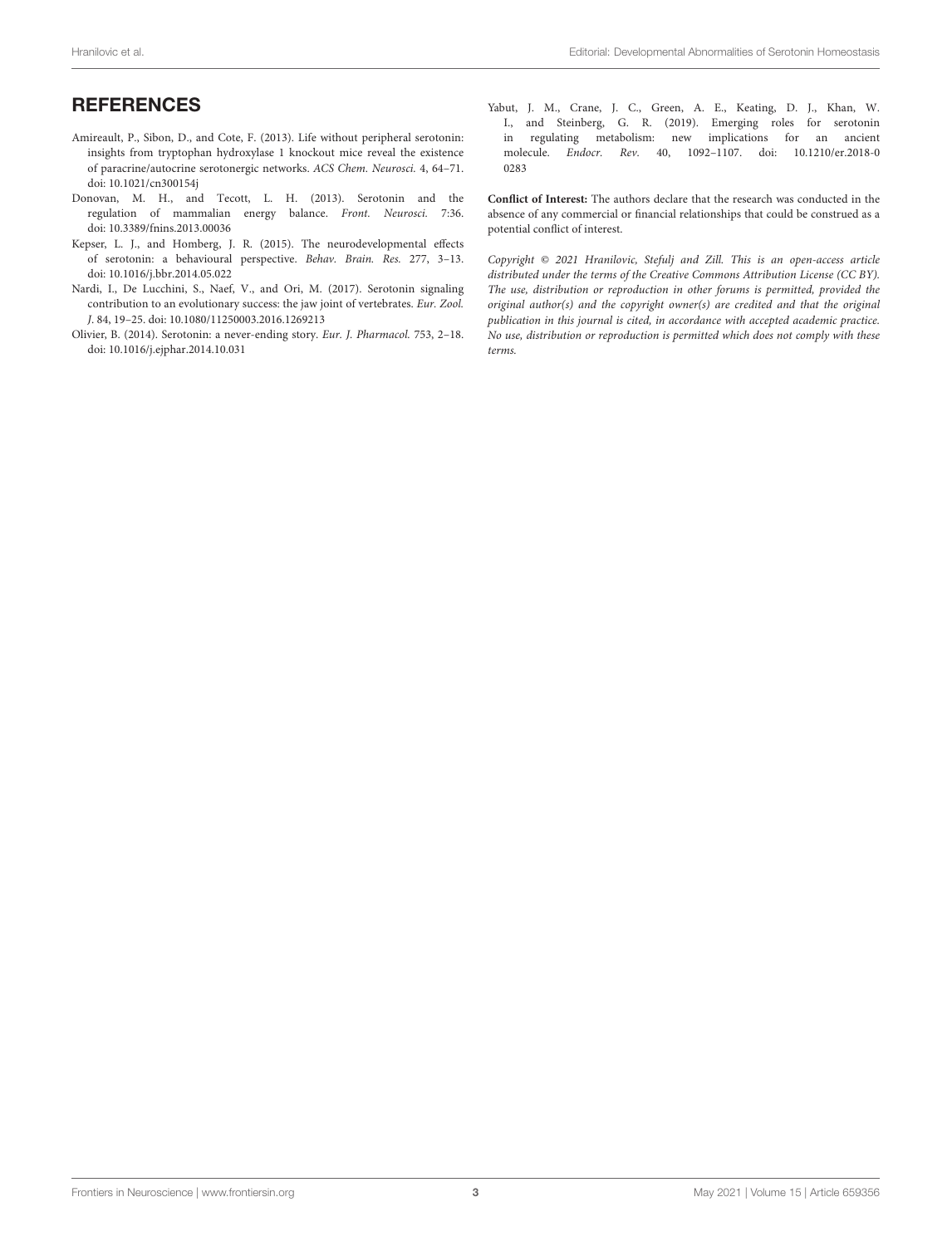## REFERENCES

Amireault, P., Sibon, D., and Cote, F. (2013). Life without peripheral serotonin: insights from tryptophan hydroxylase 1 knockout mice reveal the existence of paracrine/autocrine serotonergic networks. *ACS Chem. Neurosci.* 4, 64–71. doi: 10.1021/cn300154j

Donovan, M. H., and Tecott, L. H. (2013). Serotonin and the regulation of mammalian energy balance. *Front. Neurosci.* 7:36. doi: 10.3389/fnins.2013.00036

Kepser, L. J., and Homberg, J. R. (2015). The neurodevelopmental effects of serotonin: a behavioural perspective. *Behav. Brain. Res.* 277, 3–13. doi: 10.1016/j.bbr.2014.05.022

Nardi, I., De Lucchini, S., Naef, V., and Ori, M. (2017). Serotonin signaling contribution to an evolutionary success: the jaw joint of vertebrates. *Eur. Zool. J.* 84, 19–25. doi: 10.1080/11250003.2016.1269213

Olivier, B. (2014). Serotonin: a never-ending story. *Eur. J. Pharmacol.* 753, 2–18. doi: 10.1016/j.ejphar.2014.10.031

Yabut, J. M., Crane, J. C., Green, A. E., Keating, D. J., Khan, W. I., and Steinberg, G. R. (2019). Emerging roles for serotonin in regulating metabolism: new implications for an ancient molecule. *Endocr. Rev.* 40, 1092–1107. doi: 10.1210/er.2018-00283

**Conflict of Interest:** The authors declare that the research was conducted in the absence of any commercial or financial relationships that could be construed as a potential conflict of interest.

*Copyright © 2021 Hranilovic, Stefulj and Zill. This is an open-access article distributed under the terms of the Creative Commons Attribution License (CC BY). The use, distribution or reproduction in other forums is permitted, provided the original author(s) and the copyright owner(s) are credited and that the original publication in this journal is cited, in accordance with accepted academic practice. No use, distribution or reproduction is permitted which does not comply with these terms.*